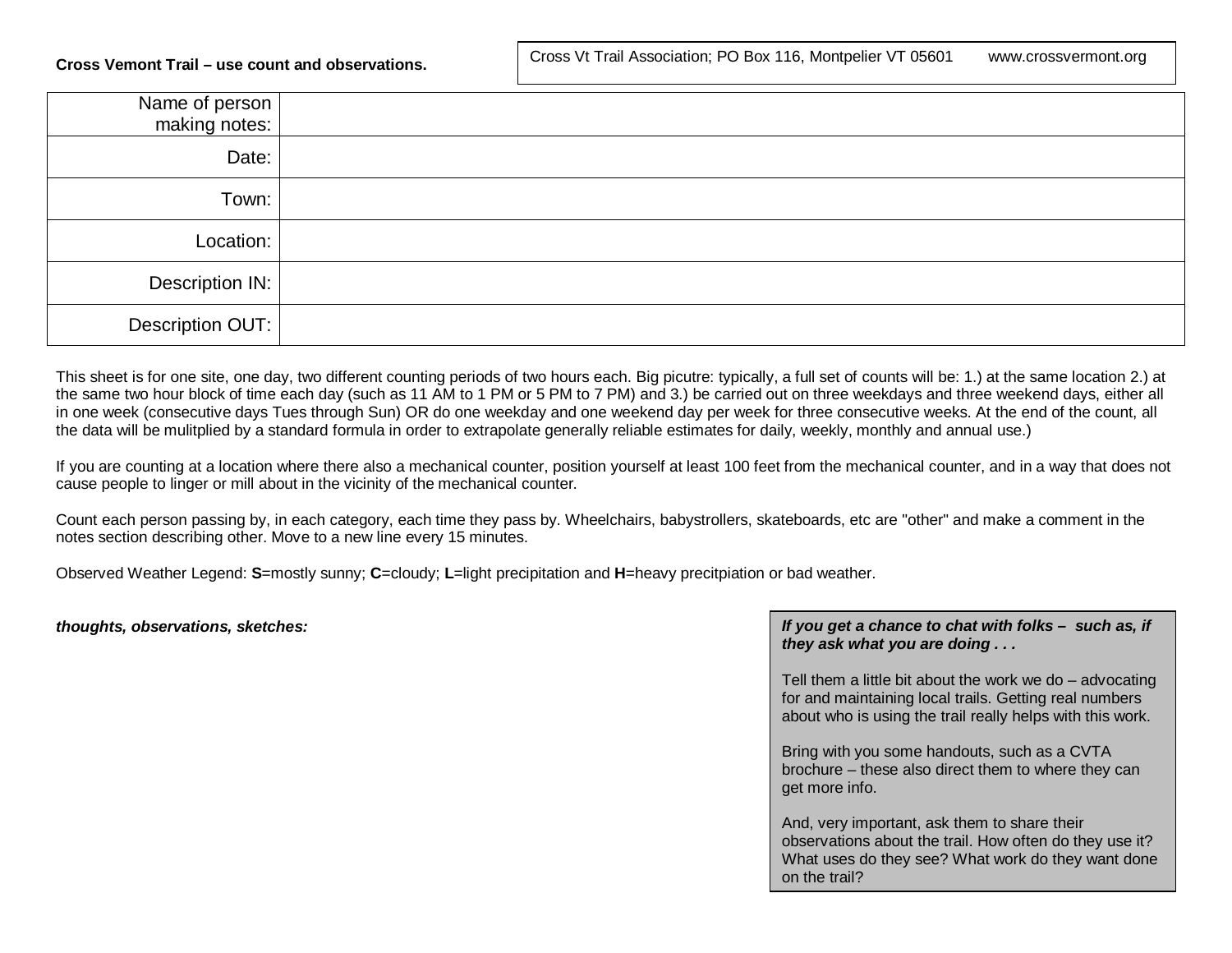**Cross Vemont Trail – use count and observations.**

Cross Vt Trail Association; PO Box 116, Montpelier VT 05601    www.crossvermont.org

| Name of person making notes: | |
|---|---|
| Date: | |
| Town: | |
| Location: | |
| Description IN: | |
| Description OUT: | |

This sheet is for one site, one day, two different counting periods of two hours each. Big picutre: typically, a full set of counts will be: 1.) at the same location 2.) at the same two hour block of time each day (such as 11 AM to 1 PM or 5 PM to 7 PM) and 3.) be carried out on three weekdays and three weekend days, either all in one week (consecutive days Tues through Sun) OR do one weekday and one weekend day per week for three consecutive weeks. At the end of the count, all the data will be mulitplied by a standard formula in order to extrapolate generally reliable estimates for daily, weekly, monthly and annual use.)

If you are counting at a location where there also a mechanical counter, position yourself at least 100 feet from the mechanical counter, and in a way that does not cause people to linger or mill about in the vicinity of the mechanical counter.

Count each person passing by, in each category, each time they pass by. Wheelchairs, babystrollers, skateboards, etc are "other" and make a comment in the notes section describing other. Move to a new line every 15 minutes.

Observed Weather Legend: **S**=mostly sunny; **C**=cloudy; **L**=light precipitation and **H**=heavy precitpiation or bad weather.

***thoughts, observations, sketches:***

***If you get a chance to chat with folks – such as, if they ask what you are doing . . .***

Tell them a little bit about the work we do – advocating for and maintaining local trails. Getting real numbers about who is using the trail really helps with this work.

Bring with you some handouts, such as a CVTA brochure – these also direct them to where they can get more info.

And, very important, ask them to share their observations about the trail. How often do they use it? What uses do they see? What work do they want done on the trail?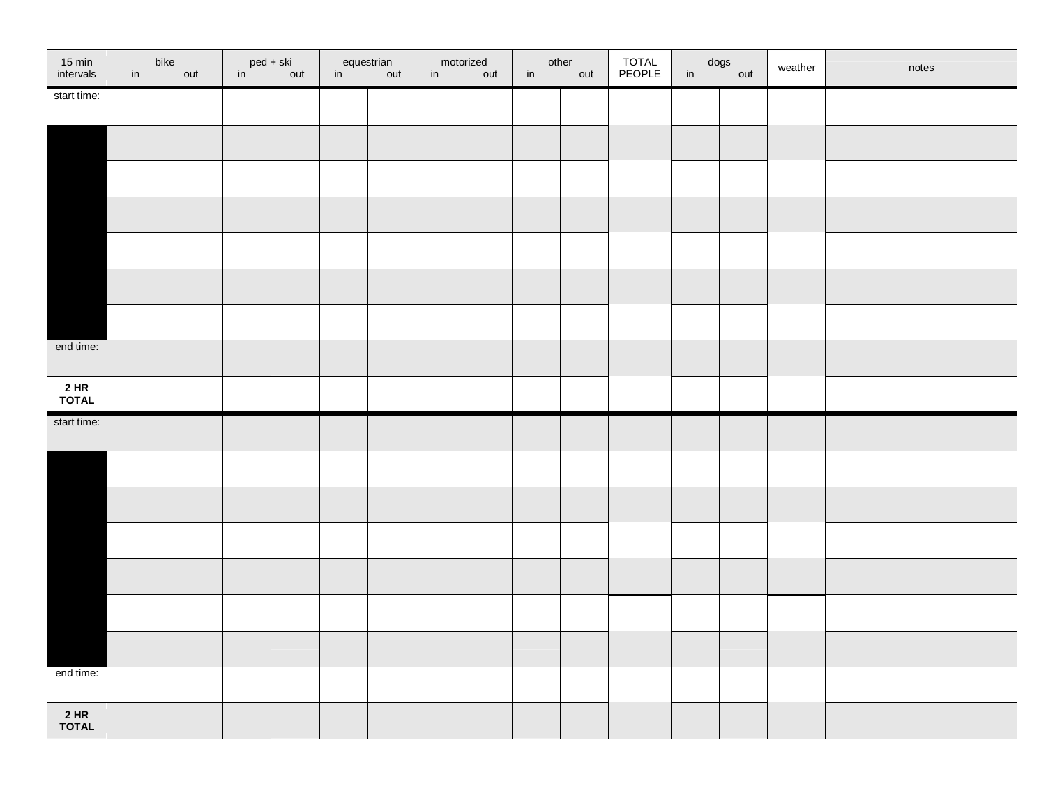| 15 min intervals | bike in | bike out | ped + ski in | ped + ski out | equestrian in | equestrian out | motorized in | motorized out | other in | other out | TOTAL PEOPLE | dogs in | dogs out | weather | notes |
|---|---|---|---|---|---|---|---|---|---|---|---|---|---|---|---|
| start time: | | | | | | | | | | | | | | | |
| | | | | | | | | | | | | | | | |
| | | | | | | | | | | | | | | | |
| | | | | | | | | | | | | | | | |
| | | | | | | | | | | | | | | | |
| | | | | | | | | | | | | | | | |
| | | | | | | | | | | | | | | | |
| end time: | | | | | | | | | | | | | | | |
| **2 HR TOTAL** | | | | | | | | | | | | | | | |
| start time: | | | | | | | | | | | | | | | |
| | | | | | | | | | | | | | | | |
| | | | | | | | | | | | | | | | |
| | | | | | | | | | | | | | | | |
| | | | | | | | | | | | | | | | |
| | | | | | | | | | | | | | | | |
| | | | | | | | | | | | | | | | |
| end time: | | | | | | | | | | | | | | | |
| **2 HR TOTAL** | | | | | | | | | | | | | | | |